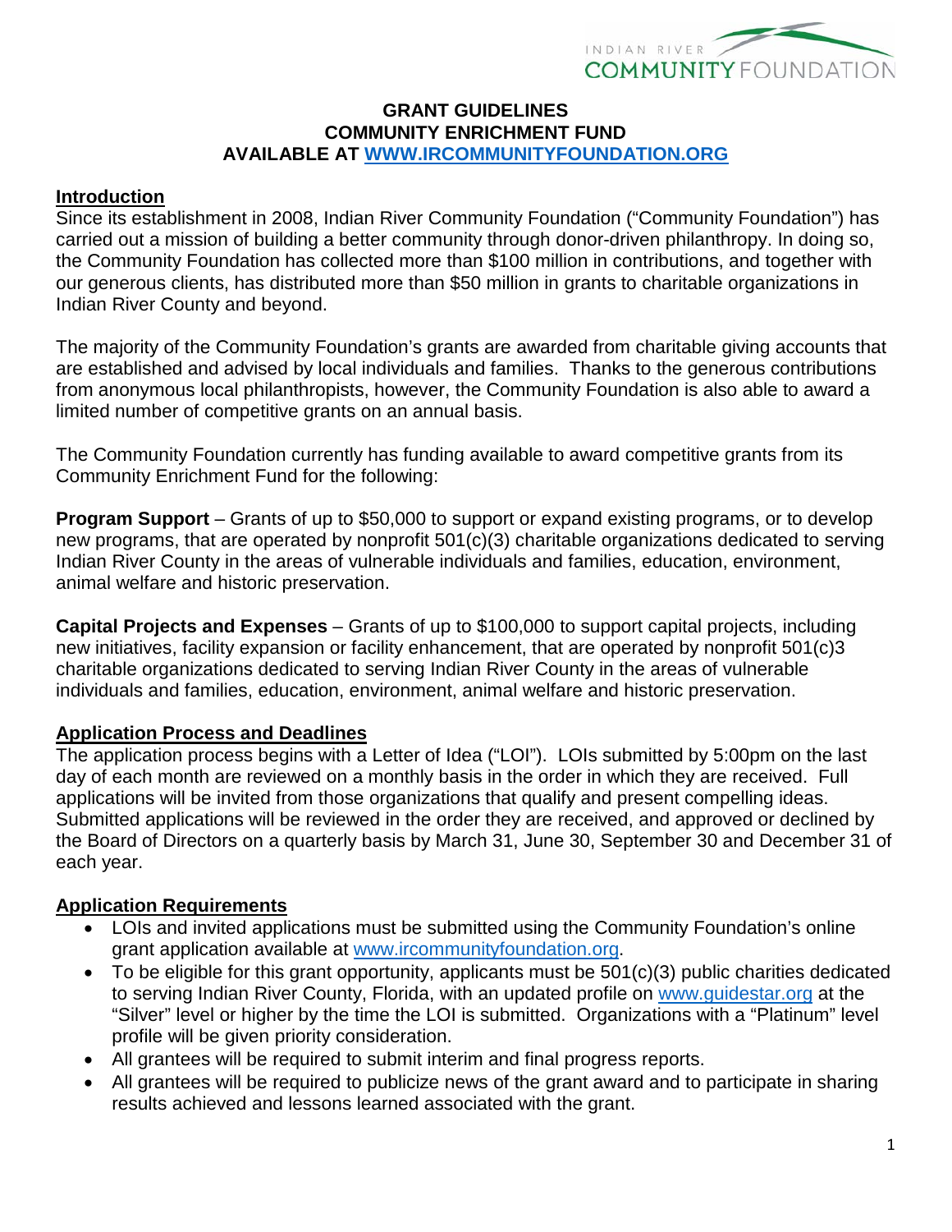INDIAN RIVER COMMUNITY FOUNDATION

**GRANT GUIDELINES**
**COMMUNITY ENRICHMENT FUND**
**AVAILABLE AT [WWW.IRCOMMUNITYFOUNDATION.ORG](http://www.ircommunityfoundation.org)**

## Introduction

Since its establishment in 2008, Indian River Community Foundation ("Community Foundation") has carried out a mission of building a better community through donor-driven philanthropy. In doing so, the Community Foundation has collected more than $100 million in contributions, and together with our generous clients, has distributed more than $50 million in grants to charitable organizations in Indian River County and beyond.

The majority of the Community Foundation's grants are awarded from charitable giving accounts that are established and advised by local individuals and families. Thanks to the generous contributions from anonymous local philanthropists, however, the Community Foundation is also able to award a limited number of competitive grants on an annual basis.

The Community Foundation currently has funding available to award competitive grants from its Community Enrichment Fund for the following:

**Program Support** – Grants of up to $50,000 to support or expand existing programs, or to develop new programs, that are operated by nonprofit 501(c)(3) charitable organizations dedicated to serving Indian River County in the areas of vulnerable individuals and families, education, environment, animal welfare and historic preservation.

**Capital Projects and Expenses** – Grants of up to $100,000 to support capital projects, including new initiatives, facility expansion or facility enhancement, that are operated by nonprofit 501(c)3 charitable organizations dedicated to serving Indian River County in the areas of vulnerable individuals and families, education, environment, animal welfare and historic preservation.

## Application Process and Deadlines

The application process begins with a Letter of Idea ("LOI"). LOIs submitted by 5:00pm on the last day of each month are reviewed on a monthly basis in the order in which they are received. Full applications will be invited from those organizations that qualify and present compelling ideas. Submitted applications will be reviewed in the order they are received, and approved or declined by the Board of Directors on a quarterly basis by March 31, June 30, September 30 and December 31 of each year.

## Application Requirements

- LOIs and invited applications must be submitted using the Community Foundation's online grant application available at [www.ircommunityfoundation.org](http://www.ircommunityfoundation.org).
- To be eligible for this grant opportunity, applicants must be 501(c)(3) public charities dedicated to serving Indian River County, Florida, with an updated profile on [www.guidestar.org](http://www.guidestar.org) at the "Silver" level or higher by the time the LOI is submitted. Organizations with a "Platinum" level profile will be given priority consideration.
- All grantees will be required to submit interim and final progress reports.
- All grantees will be required to publicize news of the grant award and to participate in sharing results achieved and lessons learned associated with the grant.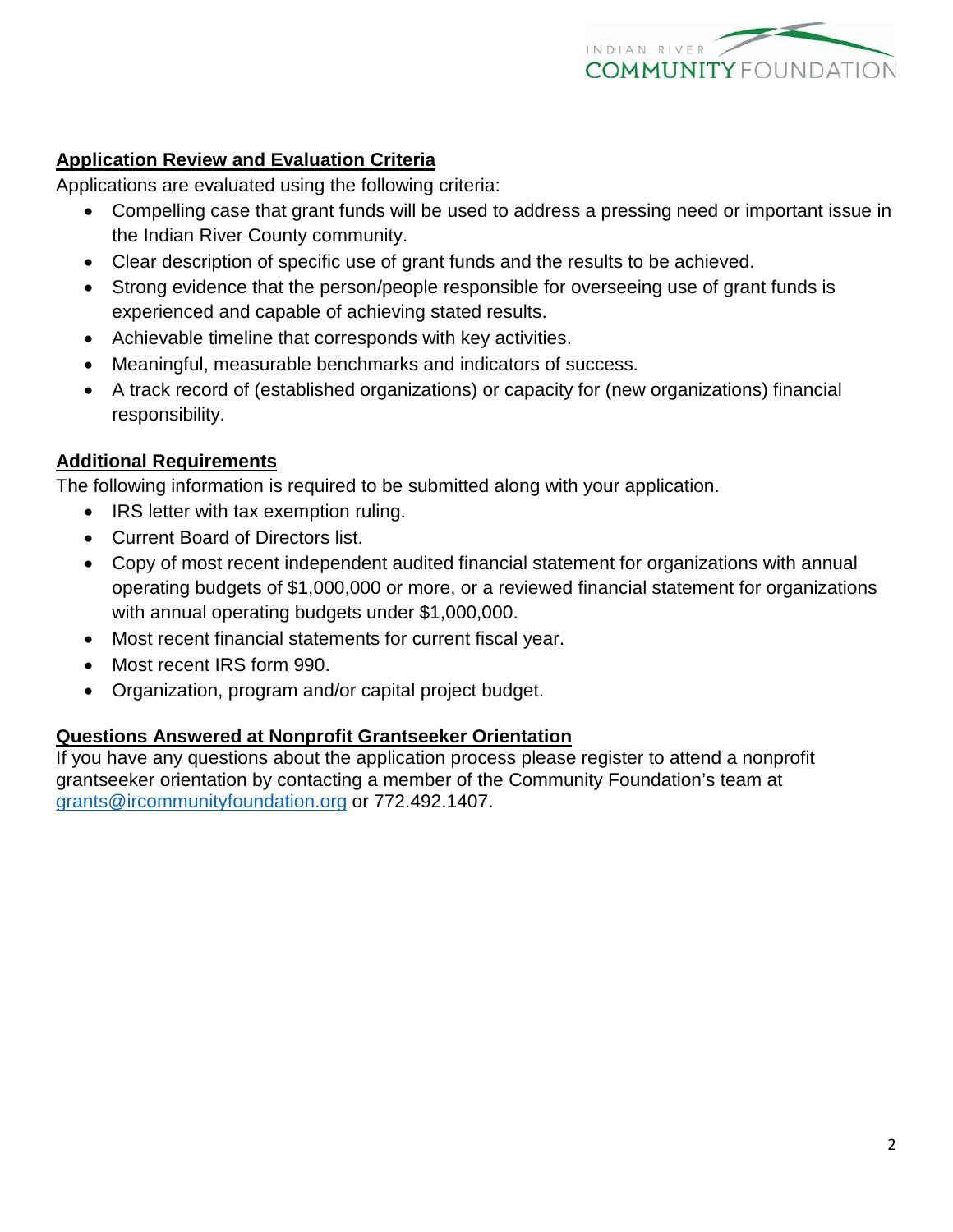## Application Review and Evaluation Criteria

Applications are evaluated using the following criteria:

- Compelling case that grant funds will be used to address a pressing need or important issue in the Indian River County community.
- Clear description of specific use of grant funds and the results to be achieved.
- Strong evidence that the person/people responsible for overseeing use of grant funds is experienced and capable of achieving stated results.
- Achievable timeline that corresponds with key activities.
- Meaningful, measurable benchmarks and indicators of success.
- A track record of (established organizations) or capacity for (new organizations) financial responsibility.

## Additional Requirements

The following information is required to be submitted along with your application.

- IRS letter with tax exemption ruling.
- Current Board of Directors list.
- Copy of most recent independent audited financial statement for organizations with annual operating budgets of $1,000,000 or more, or a reviewed financial statement for organizations with annual operating budgets under $1,000,000.
- Most recent financial statements for current fiscal year.
- Most recent IRS form 990.
- Organization, program and/or capital project budget.

## Questions Answered at Nonprofit Grantseeker Orientation

If you have any questions about the application process please register to attend a nonprofit grantseeker orientation by contacting a member of the Community Foundation's team at grants@ircommunityfoundation.org or 772.492.1407.